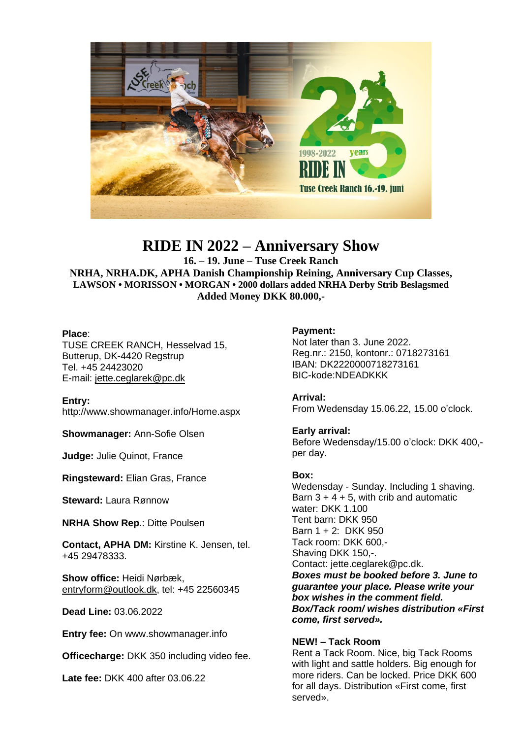# RIDE IN 2022 – Anniversary Show

**16. – 19. June – Tuse Creek Ranch**

**NRHA, NRHA.DK, APHA Danish Championship Reining, Anniversary Cup Classes, LAWSON • MORISSON • MORGAN • 2000 dollars added NRHA Derby Strib Beslagsmed**

**Added Money DKK 80.000,-**

**Place**:
TUSE CREEK RANCH, Hesselvad 15, Butterup, DK-4420 Regstrup
Tel. +45 24423020
E-mail: jette.ceglarek@pc.dk

**Entry:**
http://www.showmanager.info/Home.aspx

**Showmanager:** Ann-Sofie Olsen

**Judge:** Julie Quinot, France

**Ringsteward:** Elian Gras, France

**Steward:** Laura Rønnow

**NRHA Show Rep**.: Ditte Poulsen

**Contact, APHA DM:** Kirstine K. Jensen, tel. +45 29478333.

**Show office:** Heidi Nørbæk, entryform@outlook.dk, tel: +45 22560345

**Dead Line:** 03.06.2022

**Entry fee:** On www.showmanager.info

**Officecharge:** DKK 350 including video fee.

**Late fee:** DKK 400 after 03.06.22

**Payment:**
Not later than 3. June 2022.
Reg.nr.: 2150, kontonr.: 0718273161
IBAN: DK2220000718273161
BIC-kode:NDEADKKK

**Arrival:**
From Wedensday 15.06.22, 15.00 o'clock.

**Early arrival:**
Before Wedensday/15.00 o'clock: DKK 400,- per day.

**Box:**
Wedensday - Sunday. Including 1 shaving.
Barn 3 + 4 + 5, with crib and automatic water: DKK 1.100
Tent barn: DKK 950
Barn 1 + 2: DKK 950
Tack room: DKK 600,-
Shaving DKK 150,-.
Contact: jette.ceglarek@pc.dk.
***Boxes must be booked before 3. June to guarantee your place. Please write your box wishes in the comment field.***
***Box/Tack room/ wishes distribution «First come, first served».***

**NEW! – Tack Room**
Rent a Tack Room. Nice, big Tack Rooms with light and sattle holders. Big enough for more riders. Can be locked. Price DKK 600 for all days. Distribution «First come, first served».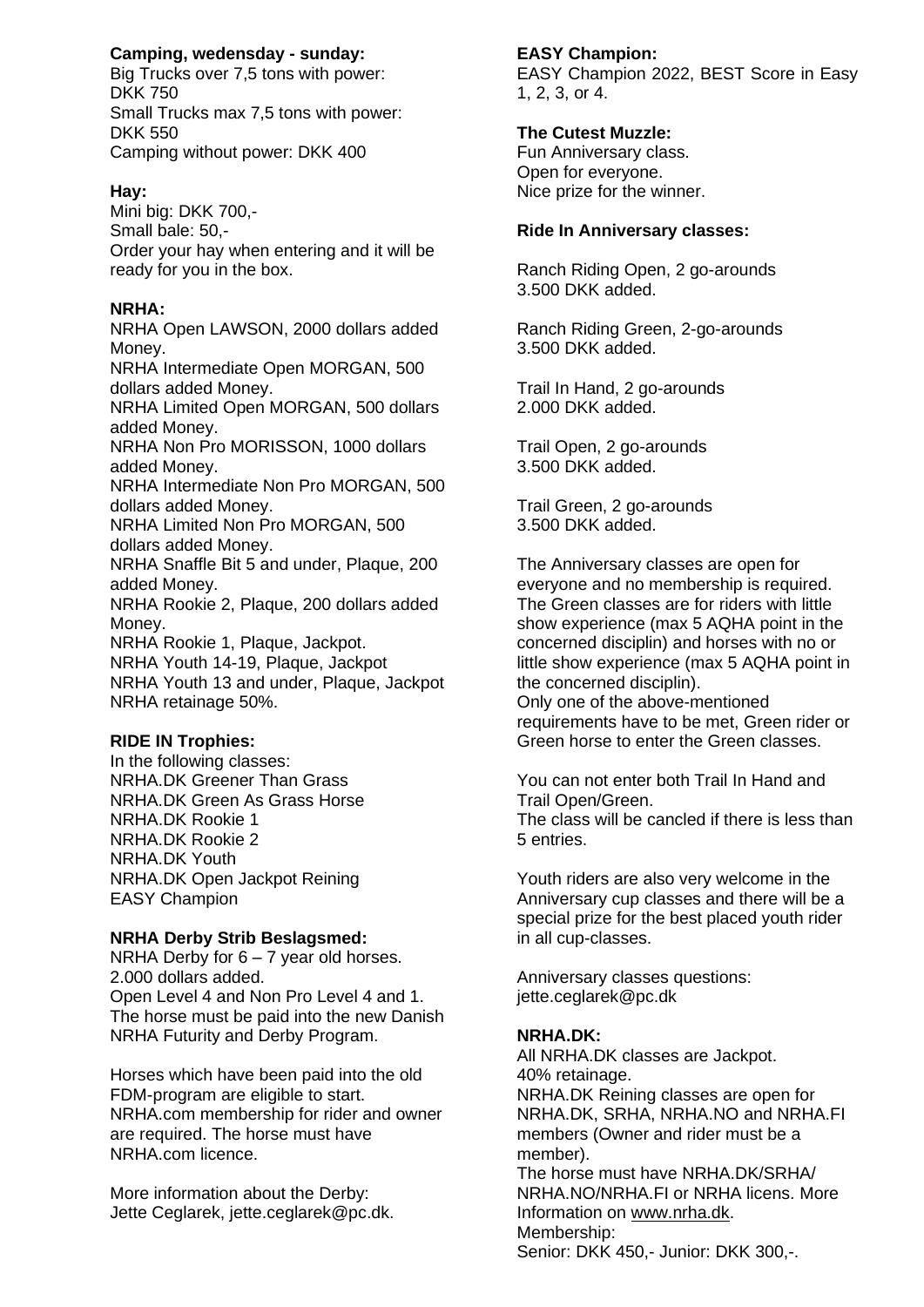**Camping, wedensday - sunday:**
Big Trucks over 7,5 tons with power: DKK 750
Small Trucks max 7,5 tons with power: DKK 550
Camping without power: DKK 400

**Hay:**
Mini big: DKK 700,-
Small bale: 50,-
Order your hay when entering and it will be ready for you in the box.

**NRHA:**
NRHA Open LAWSON, 2000 dollars added Money.
NRHA Intermediate Open MORGAN, 500 dollars added Money.
NRHA Limited Open MORGAN, 500 dollars added Money.
NRHA Non Pro MORISSON, 1000 dollars added Money.
NRHA Intermediate Non Pro MORGAN, 500 dollars added Money.
NRHA Limited Non Pro MORGAN, 500 dollars added Money.
NRHA Snaffle Bit 5 and under, Plaque, 200 added Money.
NRHA Rookie 2, Plaque, 200 dollars added Money.
NRHA Rookie 1, Plaque, Jackpot.
NRHA Youth 14-19, Plaque, Jackpot
NRHA Youth 13 and under, Plaque, Jackpot
NRHA retainage 50%.

**RIDE IN Trophies:**
In the following classes:
NRHA.DK Greener Than Grass
NRHA.DK Green As Grass Horse
NRHA.DK Rookie 1
NRHA.DK Rookie 2
NRHA.DK Youth
NRHA.DK Open Jackpot Reining
EASY Champion

**NRHA Derby Strib Beslagsmed:**
NRHA Derby for 6 – 7 year old horses. 2.000 dollars added.
Open Level 4 and Non Pro Level 4 and 1.
The horse must be paid into the new Danish NRHA Futurity and Derby Program.

Horses which have been paid into the old FDM-program are eligible to start.
NRHA.com membership for rider and owner are required. The horse must have NRHA.com licence.

More information about the Derby: Jette Ceglarek, jette.ceglarek@pc.dk.

**EASY Champion:**
EASY Champion 2022, BEST Score in Easy 1, 2, 3, or 4.

**The Cutest Muzzle:**
Fun Anniversary class.
Open for everyone.
Nice prize for the winner.

**Ride In Anniversary classes:**

Ranch Riding Open, 2 go-arounds
3.500 DKK added.

Ranch Riding Green, 2-go-arounds
3.500 DKK added.

Trail In Hand, 2 go-arounds
2.000 DKK added.

Trail Open, 2 go-arounds
3.500 DKK added.

Trail Green, 2 go-arounds
3.500 DKK added.

The Anniversary classes are open for everyone and no membership is required.
The Green classes are for riders with little show experience (max 5 AQHA point in the concerned disciplin) and horses with no or little show experience (max 5 AQHA point in the concerned disciplin).
Only one of the above-mentioned requirements have to be met, Green rider or Green horse to enter the Green classes.

You can not enter both Trail In Hand and Trail Open/Green.
The class will be cancled if there is less than 5 entries.

Youth riders are also very welcome in the Anniversary cup classes and there will be a special prize for the best placed youth rider in all cup-classes.

Anniversary classes questions: jette.ceglarek@pc.dk

**NRHA.DK:**
All NRHA.DK classes are Jackpot.
40% retainage.
NRHA.DK Reining classes are open for NRHA.DK, SRHA, NRHA.NO and NRHA.FI members (Owner and rider must be a member).
The horse must have NRHA.DK/SRHA/ NRHA.NO/NRHA.FI or NRHA licens. More Information on www.nrha.dk.
Membership:
Senior: DKK 450,- Junior: DKK 300,-.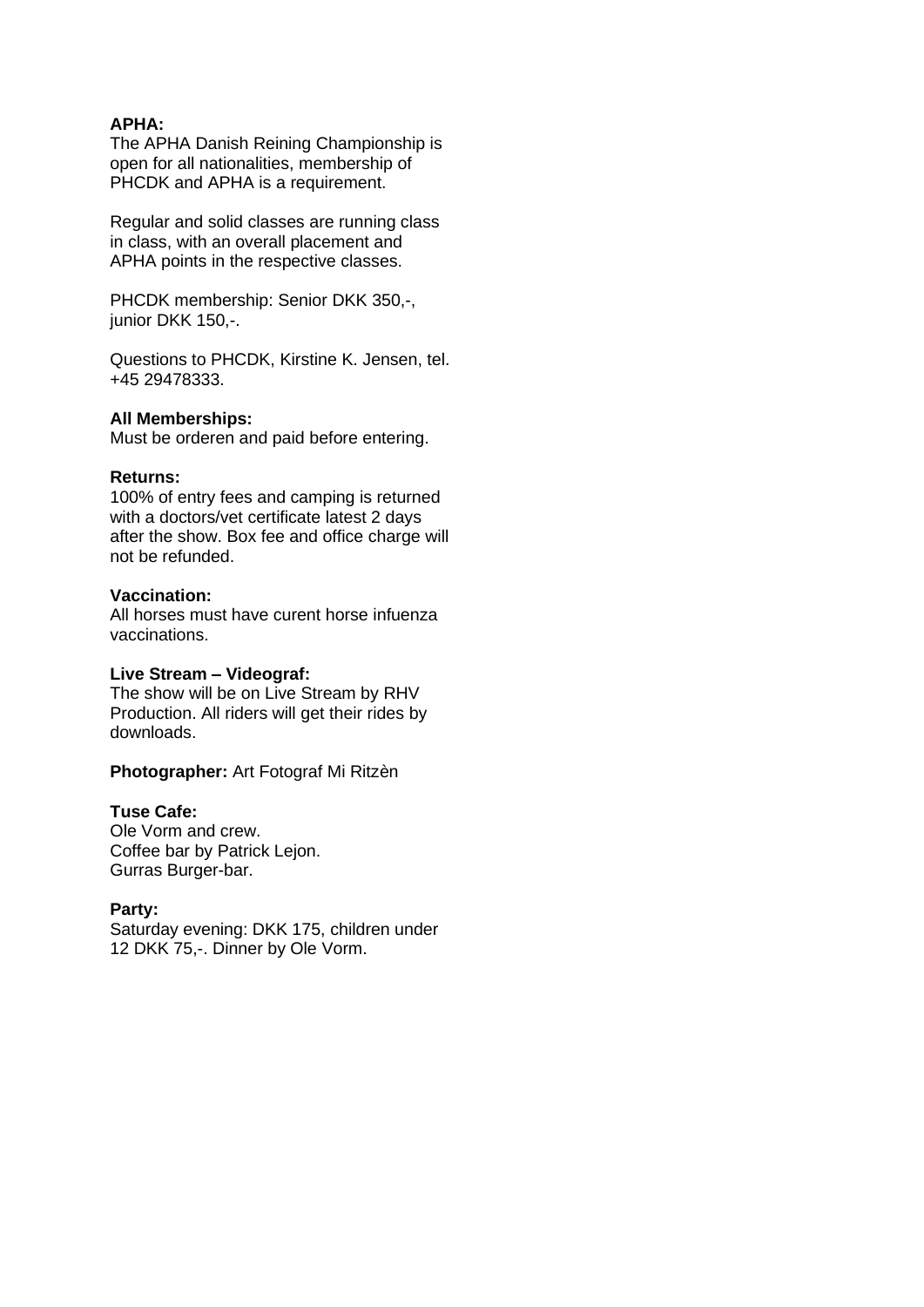**APHA:**
The APHA Danish Reining Championship is open for all nationalities, membership of PHCDK and APHA is a requirement.

Regular and solid classes are running class in class, with an overall placement and APHA points in the respective classes.

PHCDK membership: Senior DKK 350,-, junior DKK 150,-.

Questions to PHCDK, Kirstine K. Jensen, tel. +45 29478333.

**All Memberships:**
Must be orderen and paid before entering.

**Returns:**
100% of entry fees and camping is returned with a doctors/vet certificate latest 2 days after the show. Box fee and office charge will not be refunded.

**Vaccination:**
All horses must have curent horse infuenza vaccinations.

**Live Stream – Videograf:**
The show will be on Live Stream by RHV Production. All riders will get their rides by downloads.

**Photographer:** Art Fotograf Mi Ritzèn

**Tuse Cafe:**
Ole Vorm and crew.
Coffee bar by Patrick Lejon.
Gurras Burger-bar.

**Party:**
Saturday evening: DKK 175, children under 12 DKK 75,-. Dinner by Ole Vorm.